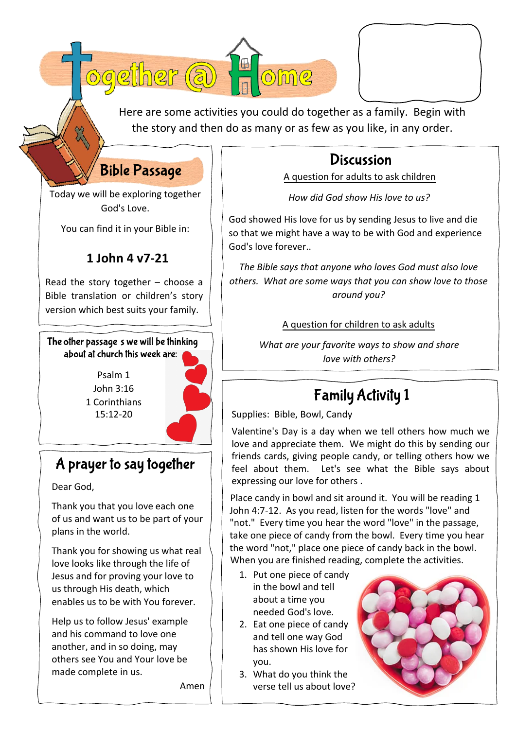# Together @ Home

Here are some activities you could do together as a family. Begin with the story and then do as many or as few as you like, in any order.

## Bible Passage

Today we will be exploring together God's Love.

You can find it in your Bible in:

### 1 John 4 v7-21

Read the story together – choose a Bible translation or children's story version which best suits your family.

**The other passage s we will be thinking about at church this week are:**

Psalm 1
John 3:16
1 Corinthians 15:12-20

## A prayer to say together

Dear God,

Thank you that you love each one of us and want us to be part of your plans in the world.

Thank you for showing us what real love looks like through the life of Jesus and for proving your love to us through His death, which enables us to be with You forever.

Help us to follow Jesus' example and his command to love one another, and in so doing, may others see You and Your love be made complete in us.

Amen

## Discussion

A question for adults to ask children

*How did God show His love to us?*

God showed His love for us by sending Jesus to live and die so that we might have a way to be with God and experience God's love forever..

*The Bible says that anyone who loves God must also love others. What are some ways that you can show love to those around you?*

A question for children to ask adults

*What are your favorite ways to show and share love with others?*

## Family Activity 1

Supplies: Bible, Bowl, Candy

Valentine's Day is a day when we tell others how much we love and appreciate them. We might do this by sending our friends cards, giving people candy, or telling others how we feel about them. Let's see what the Bible says about expressing our love for others .

Place candy in bowl and sit around it. You will be reading 1 John 4:7-12. As you read, listen for the words "love" and "not." Every time you hear the word "love" in the passage, take one piece of candy from the bowl. Every time you hear the word "not," place one piece of candy back in the bowl. When you are finished reading, complete the activities.

1. Put one piece of candy in the bowl and tell about a time you needed God's love.
2. Eat one piece of candy and tell one way God has shown His love for you.
3. What do you think the verse tell us about love?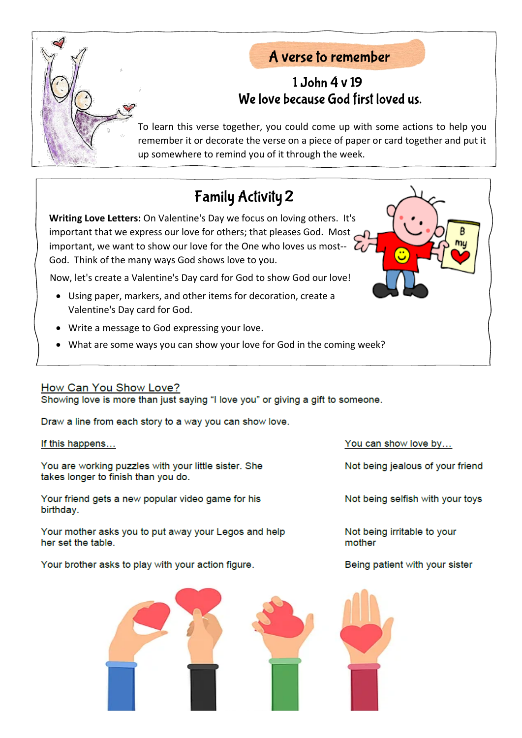## A verse to remember

**1 John 4 v 19**
**We love because God first loved us.**

To learn this verse together, you could come up with some actions to help you remember it or decorate the verse on a piece of paper or card together and put it up somewhere to remind you of it through the week.

## Family Activity 2

**Writing Love Letters:** On Valentine's Day we focus on loving others. It's important that we express our love for others; that pleases God. Most important, we want to show our love for the One who loves us most--God. Think of the many ways God shows love to you.

Now, let's create a Valentine's Day card for God to show God our love!

- Using paper, markers, and other items for decoration, create a Valentine's Day card for God.
- Write a message to God expressing your love.
- What are some ways you can show your love for God in the coming week?

## How Can You Show Love?

Showing love is more than just saying "I love you" or giving a gift to someone.

Draw a line from each story to a way you can show love.

| If this happens… | You can show love by… |
| --- | --- |
| You are working puzzles with your little sister. She takes longer to finish than you do. | Not being jealous of your friend |
| Your friend gets a new popular video game for his birthday. | Not being selfish with your toys |
| Your mother asks you to put away your Legos and help her set the table. | Not being irritable to your mother |
| Your brother asks to play with your action figure. | Being patient with your sister |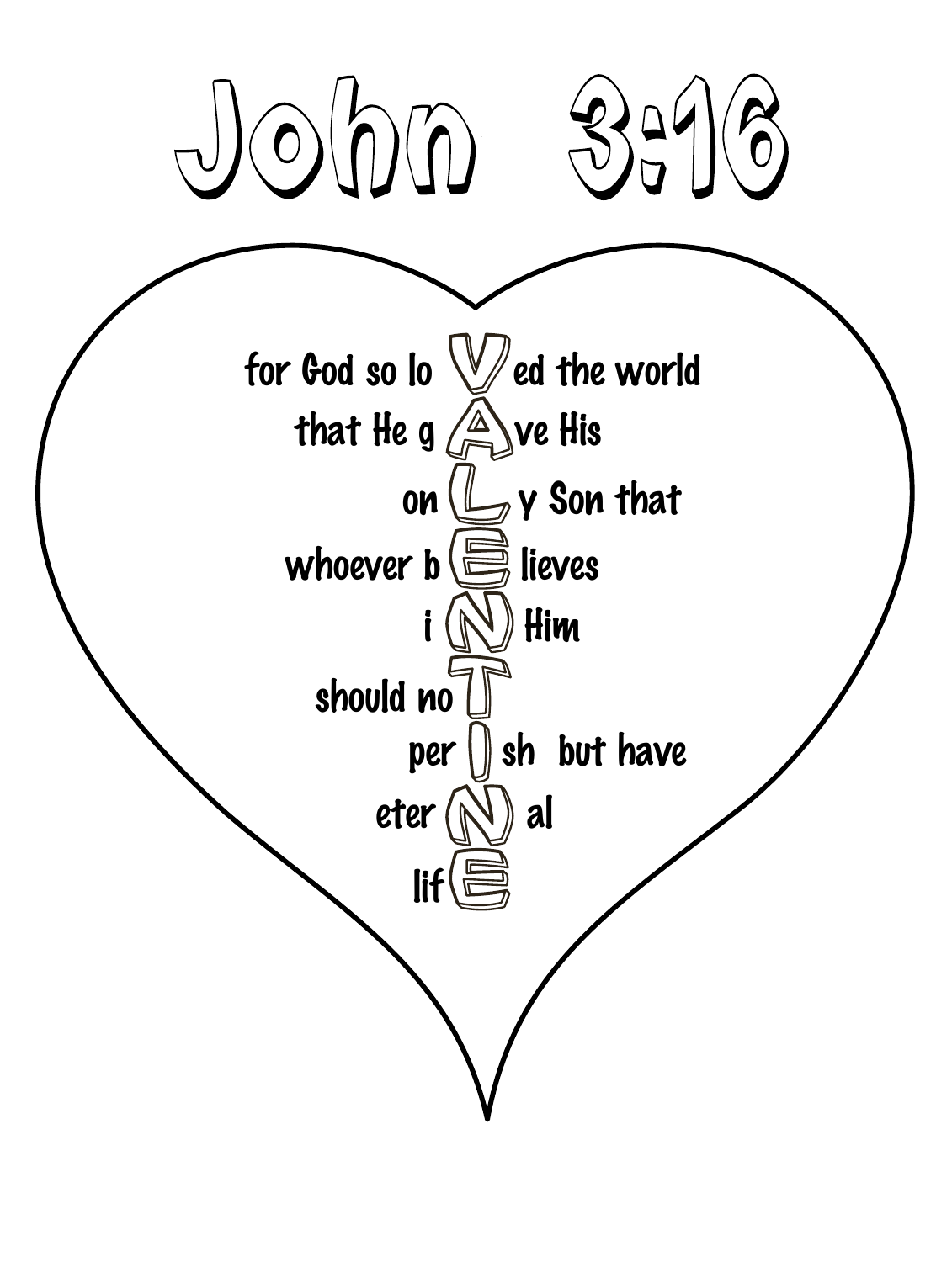# John 3:16

for God so loVed the world

that He gAve His

onLy Son that

whoever bElieves

iN Him

should noT

perIsh but have

eterNal

lifE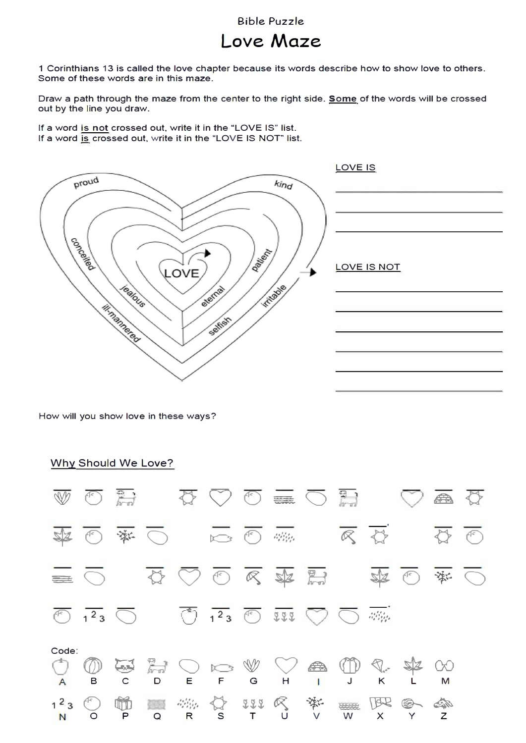Bible Puzzle

# Love Maze

1 Corinthians 13 is called the love chapter because its words describe how to show love to others. Some of these words are in this maze.

Draw a path through the maze from the center to the right side. **Some** of the words will be crossed out by the line you draw.

If a word is not crossed out, write it in the "LOVE IS" list.
If a word is crossed out, write it in the "LOVE IS NOT" list.

proud
kind
conceited
patient
LOVE
jealous
eternal
irritable
ill-mannered
selfish

LOVE IS

______

______

______

LOVE IS NOT

______

______

______

______

______

______

How will you show love in these ways?

## Why Should We Love?

Code:

A B C D E F G H I J K L M

N O P Q R S T U V W X Y Z